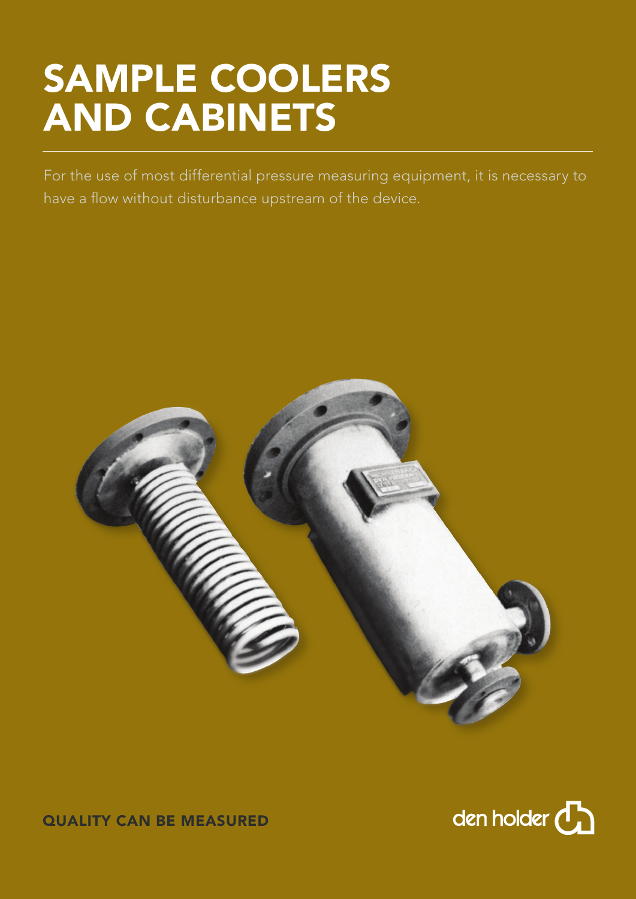# SAMPLE COOLERS AND CABINETS

For the use of most differential pressure measuring equipment, it is necessary to have a flow without disturbance upstream of the device.

**QUALITY CAN BE MEASURED**

den holder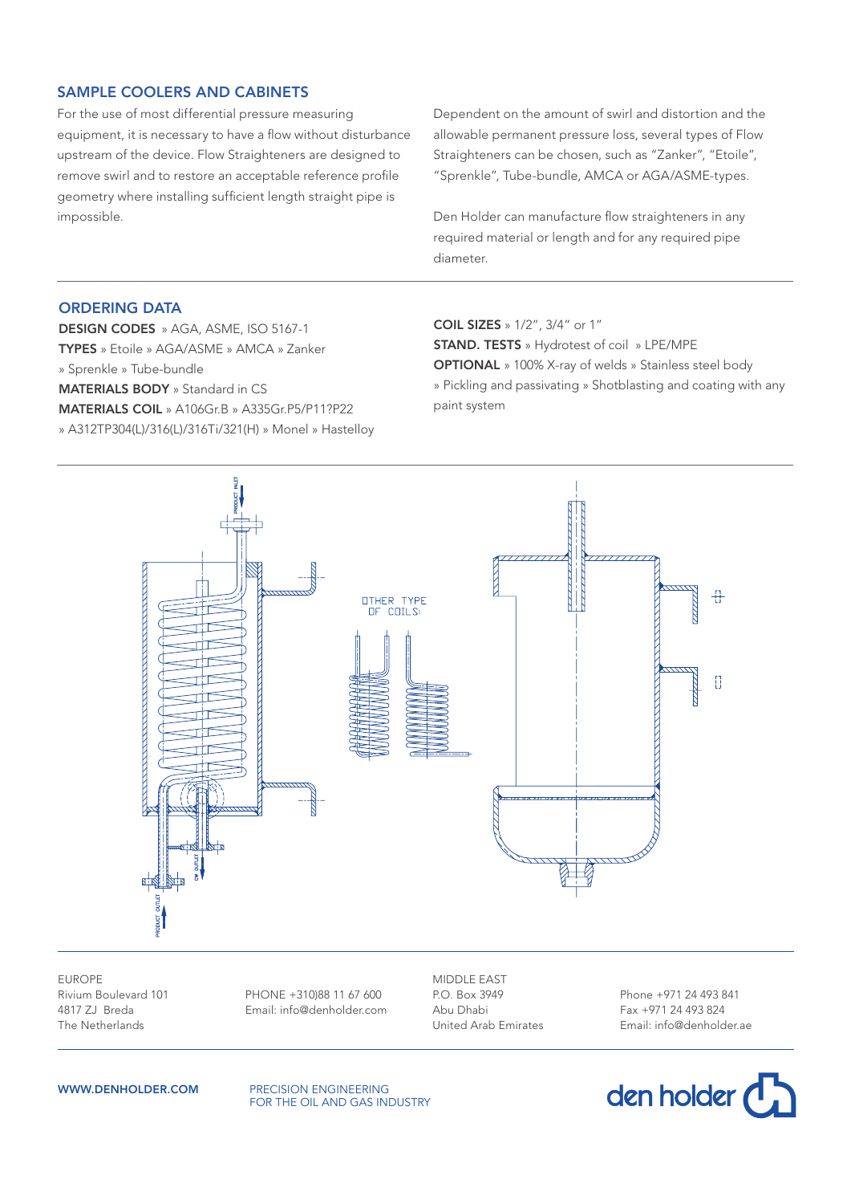## SAMPLE COOLERS AND CABINETS

For the use of most differential pressure measuring equipment, it is necessary to have a flow without disturbance upstream of the device. Flow Straighteners are designed to remove swirl and to restore an acceptable reference profile geometry where installing sufficient length straight pipe is impossible.

Dependent on the amount of swirl and distortion and the allowable permanent pressure loss, several types of Flow Straighteners can be chosen, such as "Zanker", "Etoile", "Sprenkle", Tube-bundle, AMCA or AGA/ASME-types.

Den Holder can manufacture flow straighteners in any required material or length and for any required pipe diameter.

## ORDERING DATA

**DESIGN CODES** » AGA, ASME, ISO 5167-1
**TYPES** » Etoile » AGA/ASME » AMCA » Zanker » Sprenkle » Tube-bundle
**MATERIALS BODY** » Standard in CS
**MATERIALS COIL** » A106Gr.B » A335Gr.P5/P11?P22 » A312TP304(L)/316(L)/316Ti/321(H) » Monel » Hastelloy

**COIL SIZES** » 1/2", 3/4" or 1"
**STAND. TESTS** » Hydrotest of coil » LPE/MPE
**OPTIONAL** » 100% X-ray of welds » Stainless steel body » Pickling and passivating » Shotblasting and coating with any paint system

PRODUCT INLET
OTHER TYPE OF COILS:
CW OUTLET
PRODUCT OUTLET

EUROPE
Rivium Boulevard 101
4817 ZJ Breda
The Netherlands

PHONE +310)88 11 67 600
Email: info@denholder.com

MIDDLE EAST
P.O. Box 3949
Abu Dhabi
United Arab Emirates

Phone +971 24 493 841
Fax +971 24 493 824
Email: info@denholder.ae

WWW.DENHOLDER.COM

PRECISION ENGINEERING
FOR THE OIL AND GAS INDUSTRY

den holder